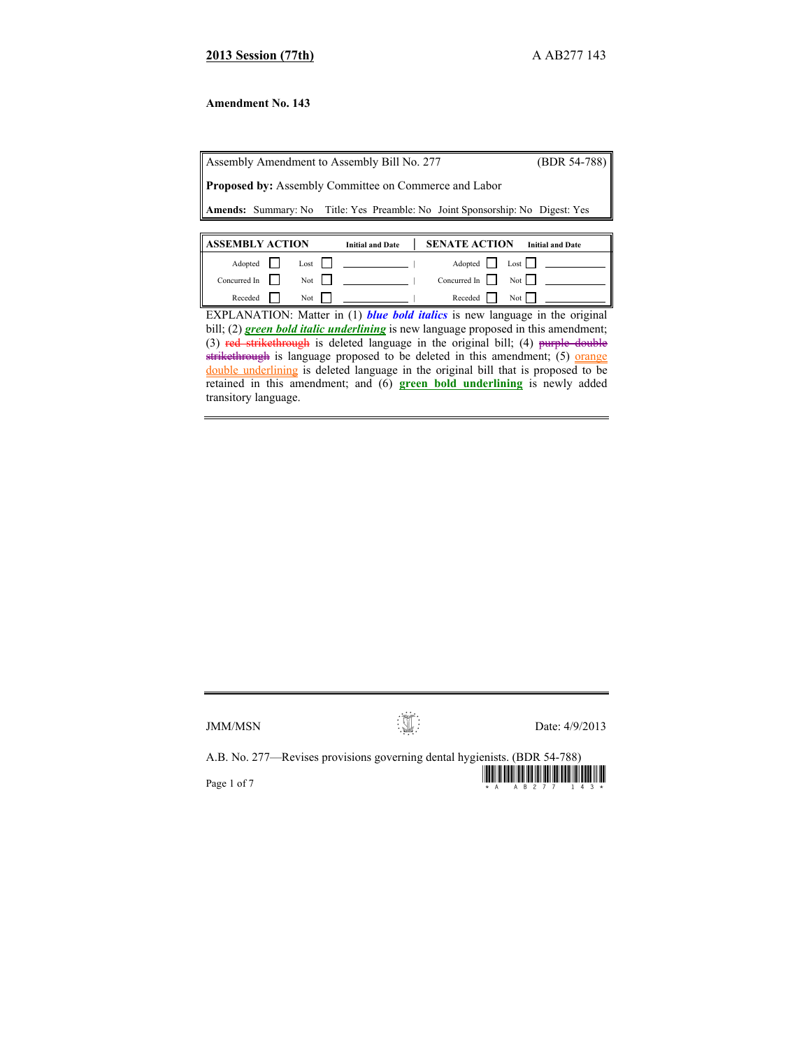**2013 Session (77th)** A AB277 143

**Amendment No. 143**

| Assembly Amendment to Assembly Bill No. 277 | (BDR 54-788) |
|---|---|
| **Proposed by:** Assembly Committee on Commerce and Labor | |
| **Amends:** Summary: No Title: Yes Preamble: No Joint Sponsorship: No Digest: Yes | |

| ASSEMBLY ACTION | | | | Initial and Date | SENATE ACTION | | | | Initial and Date |
|---|---|---|---|---|---|---|---|---|---|
| Adopted | ☐ | Lost | ☐ | | Adopted | ☐ | Lost | ☐ | |
| Concurred In | ☐ | Not | ☐ | | Concurred In | ☐ | Not | ☐ | |
| Receded | ☐ | Not | ☐ | | Receded | ☐ | Not | ☐ | |

EXPLANATION: Matter in (1) ***blue bold italics*** is new language in the original bill; (2) ***green bold italic underlining*** is new language proposed in this amendment; (3) ~~red strikethrough~~ is deleted language in the original bill; (4) ~~purple double strikethrough~~ is language proposed to be deleted in this amendment; (5) orange double underlining is deleted language in the original bill that is proposed to be retained in this amendment; and (6) **green bold underlining** is newly added transitory language.

JMM/MSN Date: 4/9/2013

A.B. No. 277—Revises provisions governing dental hygienists. (BDR 54-788)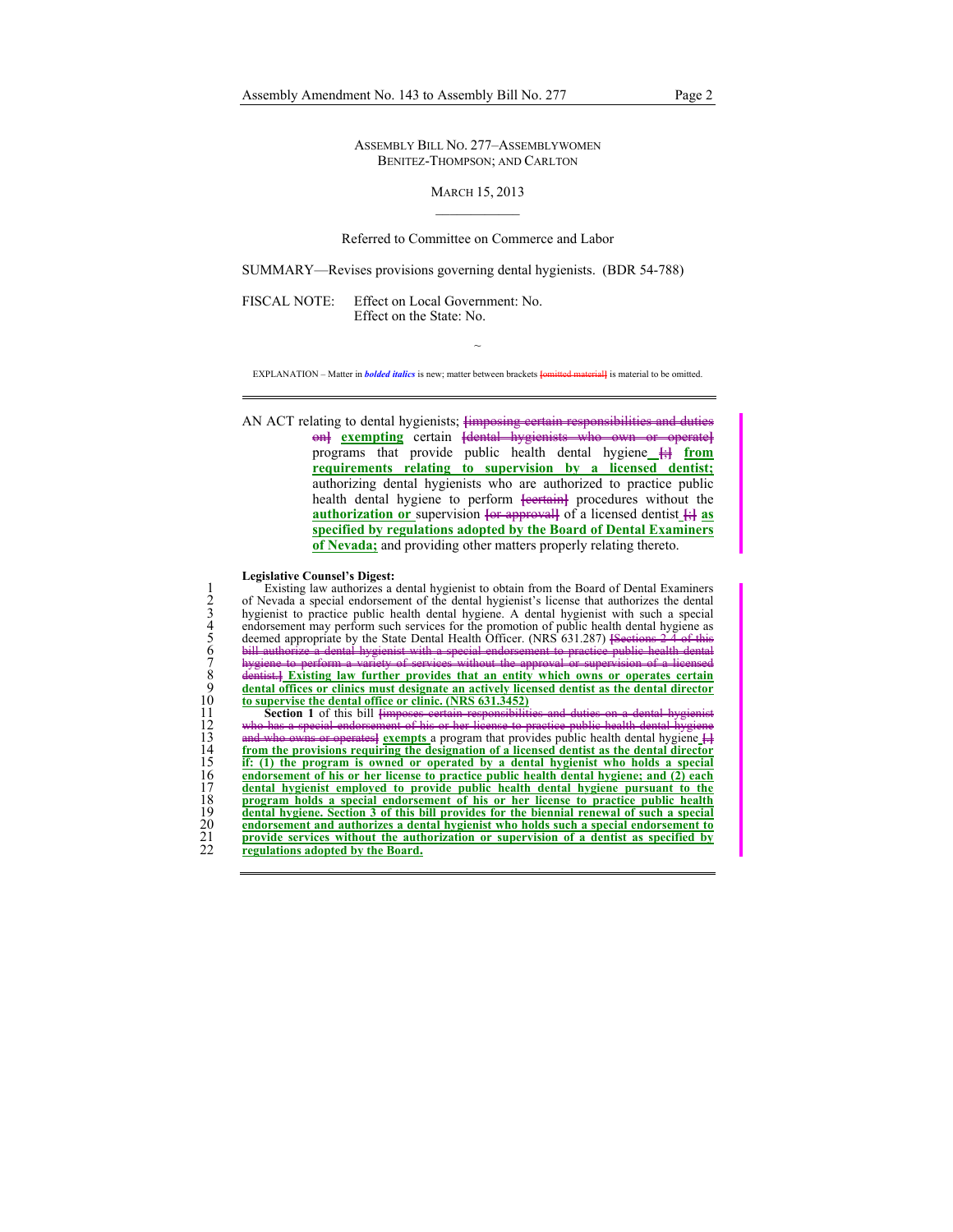ASSEMBLY BILL NO. 277–ASSEMBLYWOMEN BENITEZ-THOMPSON; AND CARLTON

MARCH 15, 2013

————

Referred to Committee on Commerce and Labor

SUMMARY—Revises provisions governing dental hygienists. (BDR 54-788)

FISCAL NOTE: Effect on Local Government: No.
Effect on the State: No.

~

EXPLANATION – Matter in ***bolded italics*** is new; matter between brackets [~~omitted material~~] is material to be omitted.

---

AN ACT relating to dental hygienists; [~~imposing certain responsibilities and duties on~~] **exempting** certain [~~dental hygienists who own or operate~~] programs that provide public health dental hygiene **[;] from requirements relating to supervision by a licensed dentist;** authorizing dental hygienists who are authorized to practice public health dental hygiene to perform [~~certain~~] procedures without the **authorization or** supervision [~~or approval~~] of a licensed dentist **[;] as specified by regulations adopted by the Board of Dental Examiners of Nevada;** and providing other matters properly relating thereto.

**Legislative Counsel's Digest:**

1 Existing law authorizes a dental hygienist to obtain from the Board of Dental Examiners
2 of Nevada a special endorsement of the dental hygienist's license that authorizes the dental
3 hygienist to practice public health dental hygiene. A dental hygienist with such a special
4 endorsement may perform such services for the promotion of public health dental hygiene as
5 deemed appropriate by the State Dental Health Officer. (NRS 631.287) [~~Sections 2-4 of this~~
6 ~~bill authorize a dental hygienist with a special endorsement to practice public health dental~~
7 ~~hygiene to perform a variety of services without the approval or supervision of a licensed~~
8 ~~dentist.~~] **Existing law further provides that an entity which owns or operates certain**
9 **dental offices or clinics must designate an actively licensed dentist as the dental director**
10 **to supervise the dental office or clinic. (NRS 631.3452)**
11 **Section 1** of this bill [~~imposes certain responsibilities and duties on a dental hygienist~~
12 ~~who has a special endorsement of his or her license to practice public health dental hygiene~~
13 ~~and who owns or operates~~] **exempts** a program that provides public health dental hygiene **[.]**
14 **from the provisions requiring the designation of a licensed dentist as the dental director**
15 **if: (1) the program is owned or operated by a dental hygienist who holds a special**
16 **endorsement of his or her license to practice public health dental hygiene; and (2) each**
17 **dental hygienist employed to provide public health dental hygiene pursuant to the**
18 **program holds a special endorsement of his or her license to practice public health**
19 **dental hygiene. Section 3 of this bill provides for the biennial renewal of such a special**
20 **endorsement and authorizes a dental hygienist who holds such a special endorsement to**
21 **provide services without the authorization or supervision of a dentist as specified by**
22 **regulations adopted by the Board.**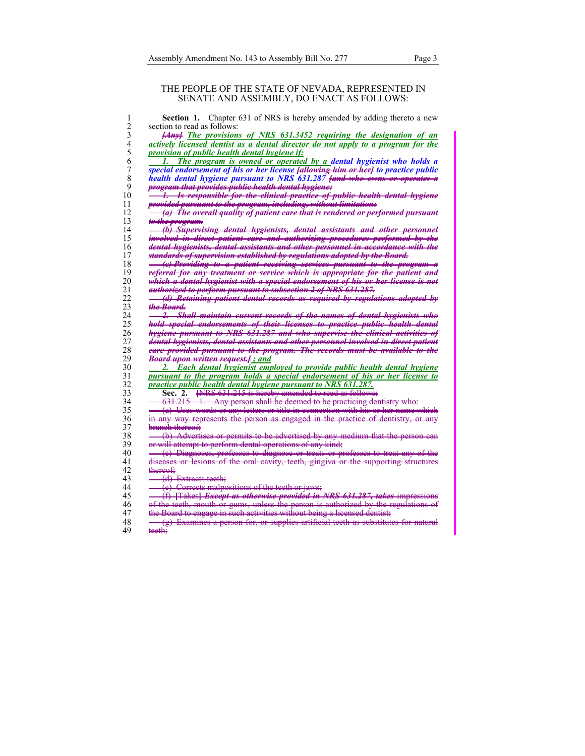THE PEOPLE OF THE STATE OF NEVADA, REPRESENTED IN SENATE AND ASSEMBLY, DO ENACT AS FOLLOWS:

**Section 1.** Chapter 631 of NRS is hereby amended by adding thereto a new section to read as follows:

~~*[Any]*~~ ***The provisions of NRS 631.3452 requiring the designation of an actively licensed dentist as a dental director do not apply to a program for the provision of public health dental hygiene if:***

***1. The program is owned or operated by a*** ***dental hygienist who holds a special endorsement of his or her license*** ~~*[allowing him or her]*~~ ***to practice public health dental hygiene pursuant to NRS 631.287*** ~~*[and who owns or operates a program that provides public health dental hygiene:*~~

~~*1. Is responsible for the clinical practice of public health dental hygiene provided pursuant to the program, including, without limitation:*~~

~~*(a) The overall quality of patient care that is rendered or performed pursuant to the program.*~~

~~*(b) Supervising dental hygienists, dental assistants and other personnel involved in direct patient care and authorizing procedures performed by the dental hygienists, dental assistants and other personnel in accordance with the standards of supervision established by regulations adopted by the Board.*~~

~~*(c) Providing to a patient receiving services pursuant to the program a referral for any treatment or service which is appropriate for the patient and which a dental hygienist with a special endorsement of his or her license is not authorized to perform pursuant to subsection 2 of NRS 631.287.*~~

~~*(d) Retaining patient dental records as required by regulations adopted by the Board.*~~

~~*2. Shall maintain current records of the names of dental hygienists who hold special endorsements of their licenses to practice public health dental hygiene pursuant to NRS 631.287 and who supervise the clinical activities of dental hygienists, dental assistants and other personnel involved in direct patient care provided pursuant to the program. The records must be available to the Board upon written request.]*~~ ***; and***

***2. Each dental hygienist employed to provide public health dental hygiene pursuant to the program holds a special endorsement of his or her license to practice public health dental hygiene pursuant to NRS 631.287.***

**Sec. 2.** ~~[NRS 631.215 is hereby amended to read as follows:~~

~~631.215 1. Any person shall be deemed to be practicing dentistry who:~~

~~(a) Uses words or any letters or title in connection with his or her name which in any way represents the person as engaged in the practice of dentistry, or any branch thereof;~~

~~(b) Advertises or permits to be advertised by any medium that the person can or will attempt to perform dental operations of any kind;~~

~~(c) Diagnoses, professes to diagnose or treats or professes to treat any of the diseases or lesions of the oral cavity, teeth, gingiva or the supporting structures thereof;~~

~~(d) Extracts teeth;~~

~~(e) Corrects malpositions of the teeth or jaws;~~

~~(f) [Takes]~~ ~~***Except as otherwise provided in NRS 631.287, takes***~~ ~~impressions of the teeth, mouth or gums, unless the person is authorized by the regulations of the Board to engage in such activities without being a licensed dentist;~~

~~(g) Examines a person for, or supplies artificial teeth as substitutes for natural teeth;~~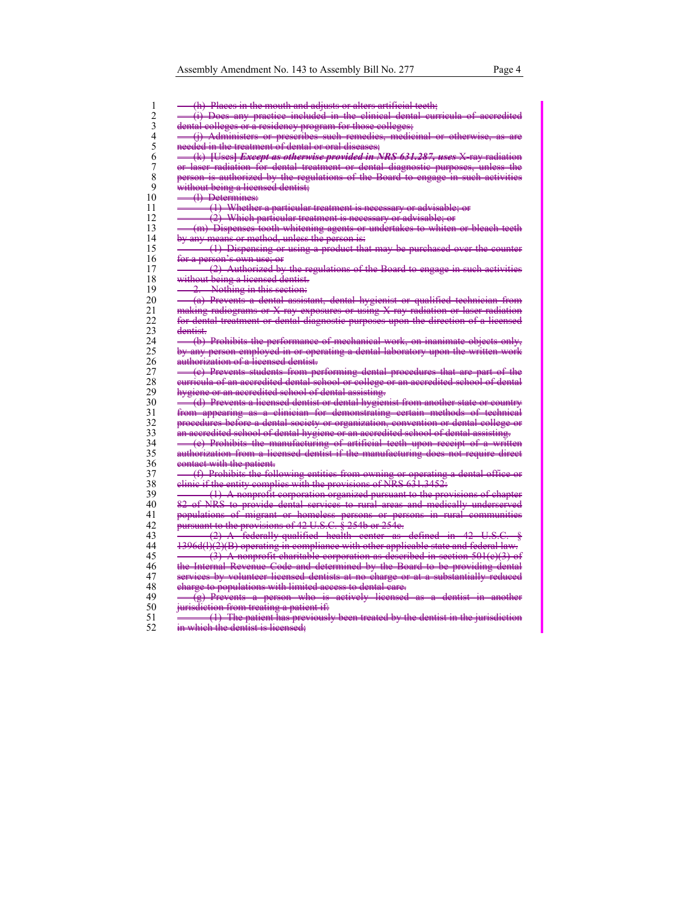~~(h) Places in the mouth and adjusts or alters artificial teeth;~~

~~(i) Does any practice included in the clinical dental curricula of accredited dental colleges or a residency program for those colleges;~~

~~(j) Administers or prescribes such remedies, medicinal or otherwise, as are needed in the treatment of dental or oral diseases;~~

~~(k) [Uses] ***Except as otherwise provided in NRS 631.287, uses*** X-ray radiation or laser radiation for dental treatment or dental diagnostic purposes, unless the person is authorized by the regulations of the Board to engage in such activities without being a licensed dentist;~~

~~(l) Determines:~~

~~(1) Whether a particular treatment is necessary or advisable; or~~

~~(2) Which particular treatment is necessary or advisable; or~~

~~(m) Dispenses tooth whitening agents or undertakes to whiten or bleach teeth by any means or method, unless the person is:~~

~~(1) Dispensing or using a product that may be purchased over the counter for a person's own use; or~~

~~(2) Authorized by the regulations of the Board to engage in such activities without being a licensed dentist.~~

~~2. Nothing in this section:~~

~~(a) Prevents a dental assistant, dental hygienist or qualified technician from making radiograms or X-ray exposures or using X-ray radiation or laser radiation for dental treatment or dental diagnostic purposes upon the direction of a licensed dentist.~~

~~(b) Prohibits the performance of mechanical work, on inanimate objects only, by any person employed in or operating a dental laboratory upon the written work authorization of a licensed dentist.~~

~~(c) Prevents students from performing dental procedures that are part of the curricula of an accredited dental school or college or an accredited school of dental hygiene or an accredited school of dental assisting.~~

~~(d) Prevents a licensed dentist or dental hygienist from another state or country from appearing as a clinician for demonstrating certain methods of technical procedures before a dental society or organization, convention or dental college or an accredited school of dental hygiene or an accredited school of dental assisting.~~

~~(e) Prohibits the manufacturing of artificial teeth upon receipt of a written authorization from a licensed dentist if the manufacturing does not require direct contact with the patient.~~

~~(f) Prohibits the following entities from owning or operating a dental office or clinic if the entity complies with the provisions of NRS 631.3452:~~

~~(1) A nonprofit corporation organized pursuant to the provisions of chapter 82 of NRS to provide dental services to rural areas and medically underserved populations of migrant or homeless persons or persons in rural communities pursuant to the provisions of 42 U.S.C. § 254b or 254c.~~

~~(2) A federally qualified health center as defined in 42 U.S.C. § 1396d(l)(2)(B) operating in compliance with other applicable state and federal law.~~

~~(3) A nonprofit charitable corporation as described in section 501(c)(3) of the Internal Revenue Code and determined by the Board to be providing dental services by volunteer licensed dentists at no charge or at a substantially reduced charge to populations with limited access to dental care.~~

~~(g) Prevents a person who is actively licensed as a dentist in another jurisdiction from treating a patient if:~~

~~(1) The patient has previously been treated by the dentist in the jurisdiction in which the dentist is licensed;~~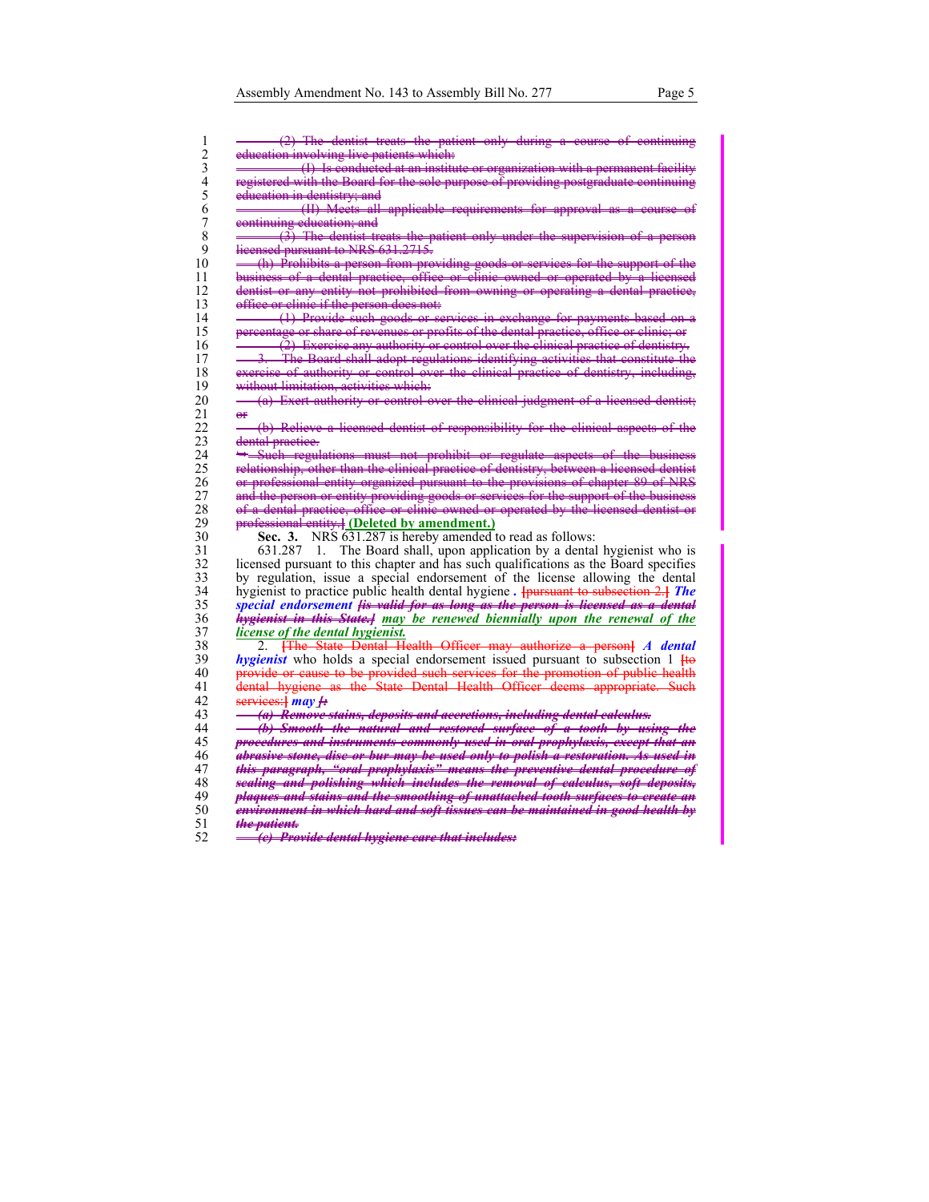~~(2) The dentist treats the patient only during a course of continuing education involving live patients which:~~

~~(I) Is conducted at an institute or organization with a permanent facility registered with the Board for the sole purpose of providing postgraduate continuing education in dentistry; and~~

~~(II) Meets all applicable requirements for approval as a course of continuing education; and~~

~~(3) The dentist treats the patient only under the supervision of a person licensed pursuant to NRS 631.2715.~~

~~(h) Prohibits a person from providing goods or services for the support of the business of a dental practice, office or clinic owned or operated by a licensed dentist or any entity not prohibited from owning or operating a dental practice, office or clinic if the person does not:~~

~~(1) Provide such goods or services in exchange for payments based on a percentage or share of revenues or profits of the dental practice, office or clinic; or~~

~~(2) Exercise any authority or control over the clinical practice of dentistry.~~

~~3. The Board shall adopt regulations identifying activities that constitute the exercise of authority or control over the clinical practice of dentistry, including, without limitation, activities which:~~

~~(a) Exert authority or control over the clinical judgment of a licensed dentist; or~~

~~(b) Relieve a licensed dentist of responsibility for the clinical aspects of the dental practice.~~

~~→ Such regulations must not prohibit or regulate aspects of the business relationship, other than the clinical practice of dentistry, between a licensed dentist or professional entity organized pursuant to the provisions of chapter 89 of NRS and the person or entity providing goods or services for the support of the business of a dental practice, office or clinic owned or operated by the licensed dentist or professional entity.]~~ **(Deleted by amendment.)**

**Sec. 3.** NRS 631.287 is hereby amended to read as follows:

631.287 1. The Board shall, upon application by a dental hygienist who is licensed pursuant to this chapter and has such qualifications as the Board specifies by regulation, issue a special endorsement of the license allowing the dental hygienist to practice public health dental hygiene *.* ~~[pursuant to subsection 2.]~~ ***The special endorsement*** ~~***[is valid for as long as the person is licensed as a dental hygienist in this State.]***~~ <u>***may be renewed biennially upon the renewal of the license of the dental hygienist.***</u>

2. ~~[The State Dental Health Officer may authorize a person]~~ ***A dental hygienist*** who holds a special endorsement issued pursuant to subsection 1 ~~[to provide or cause to be provided such services for the promotion of public health dental hygiene as the State Dental Health Officer deems appropriate. Such services:]~~ ***may*** ~~***[:***~~

~~***(a) Remove stains, deposits and accretions, including dental calculus.***~~

~~***(b) Smooth the natural and restored surface of a tooth by using the procedures and instruments commonly used in oral prophylaxis, except that an abrasive stone, disc or bur may be used only to polish a restoration. As used in this paragraph, "oral prophylaxis" means the preventive dental procedure of scaling and polishing which includes the removal of calculus, soft deposits, plaques and stains and the smoothing of unattached tooth surfaces to create an environment in which hard and soft tissues can be maintained in good health by the patient.***~~

~~***(c) Provide dental hygiene care that includes:***~~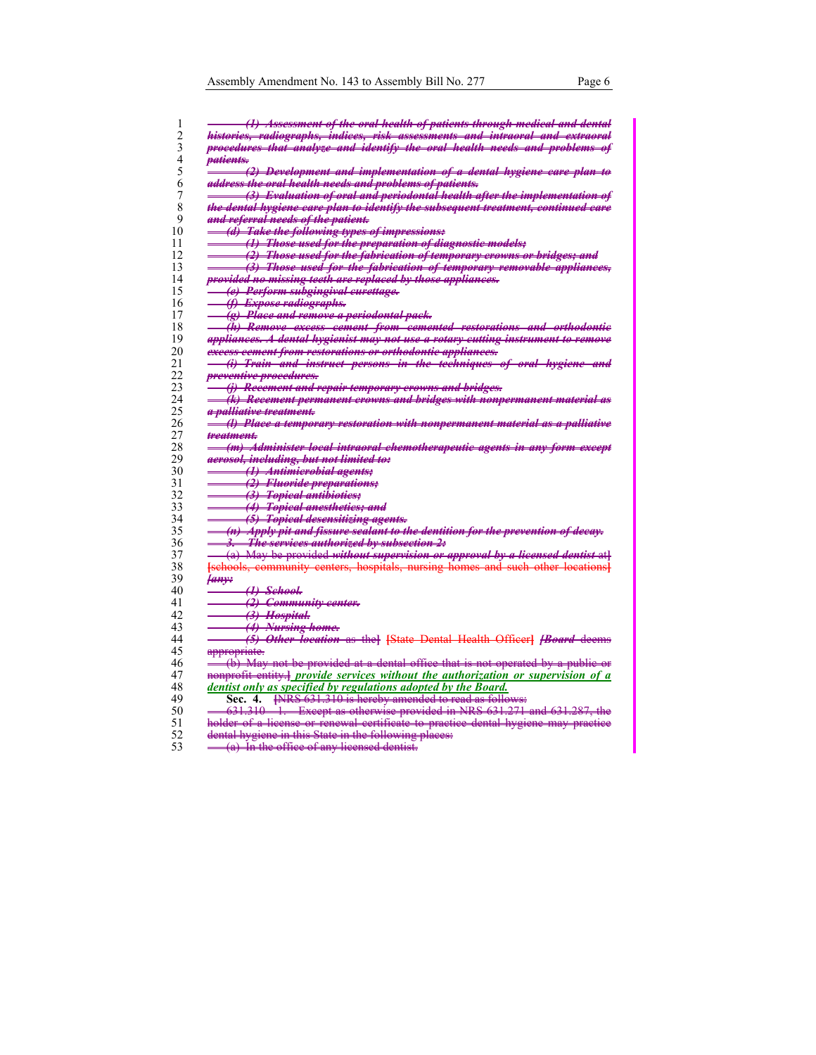(1) Assessment of the oral health of patients through medical and dental histories, radiographs, indices, risk assessments and intraoral and extraoral procedures that analyze and identify the oral health needs and problems of patients.

(2) Development and implementation of a dental hygiene care plan to address the oral health needs and problems of patients.

(3) Evaluation of oral and periodontal health after the implementation of the dental hygiene care plan to identify the subsequent treatment, continued care and referral needs of the patient.

(d) Take the following types of impressions:

(1) Those used for the preparation of diagnostic models;

(2) Those used for the fabrication of temporary crowns or bridges; and

(3) Those used for the fabrication of temporary removable appliances, provided no missing teeth are replaced by those appliances.

(e) Perform subgingival curettage.

(f) Expose radiographs.

(g) Place and remove a periodontal pack.

(h) Remove excess cement from cemented restorations and orthodontic appliances. A dental hygienist may not use a rotary cutting instrument to remove excess cement from restorations or orthodontic appliances.

(i) Train and instruct persons in the techniques of oral hygiene and preventive procedures.

(j) Recement and repair temporary crowns and bridges.

(k) Recement permanent crowns and bridges with nonpermanent material as a palliative treatment.

(l) Place a temporary restoration with nonpermanent material as a palliative treatment.

(m) Administer local intraoral chemotherapeutic agents in any form except aerosol, including, but not limited to:

(1) Antimicrobial agents;

(2) Fluoride preparations;

(3) Topical antibiotics;

(4) Topical anesthetics; and

(5) Topical desensitizing agents.

(n) Apply pit and fissure sealant to the dentition for the prevention of decay.

3. The services authorized by subsection 2:

(a) May be provided *without supervision or approval by a licensed dentist* at] [schools, community centers, hospitals, nursing homes and such other locations] *[any:*

(1) School.

(2) Community center.

(3) Hospital.

(4) Nursing home.

(5) Other location as the] [State Dental Health Officer] *[Board* deems appropriate.

(b) May not be provided at a dental office that is not operated by a public or nonprofit entity.] ***provide services without the authorization or supervision of a dentist only as specified by regulations adopted by the Board.***

**Sec. 4.** [NRS 631.310 is hereby amended to read as follows:

631.310 1. Except as otherwise provided in NRS 631.271 and 631.287, the holder of a license or renewal certificate to practice dental hygiene may practice dental hygiene in this State in the following places:

(a) In the office of any licensed dentist.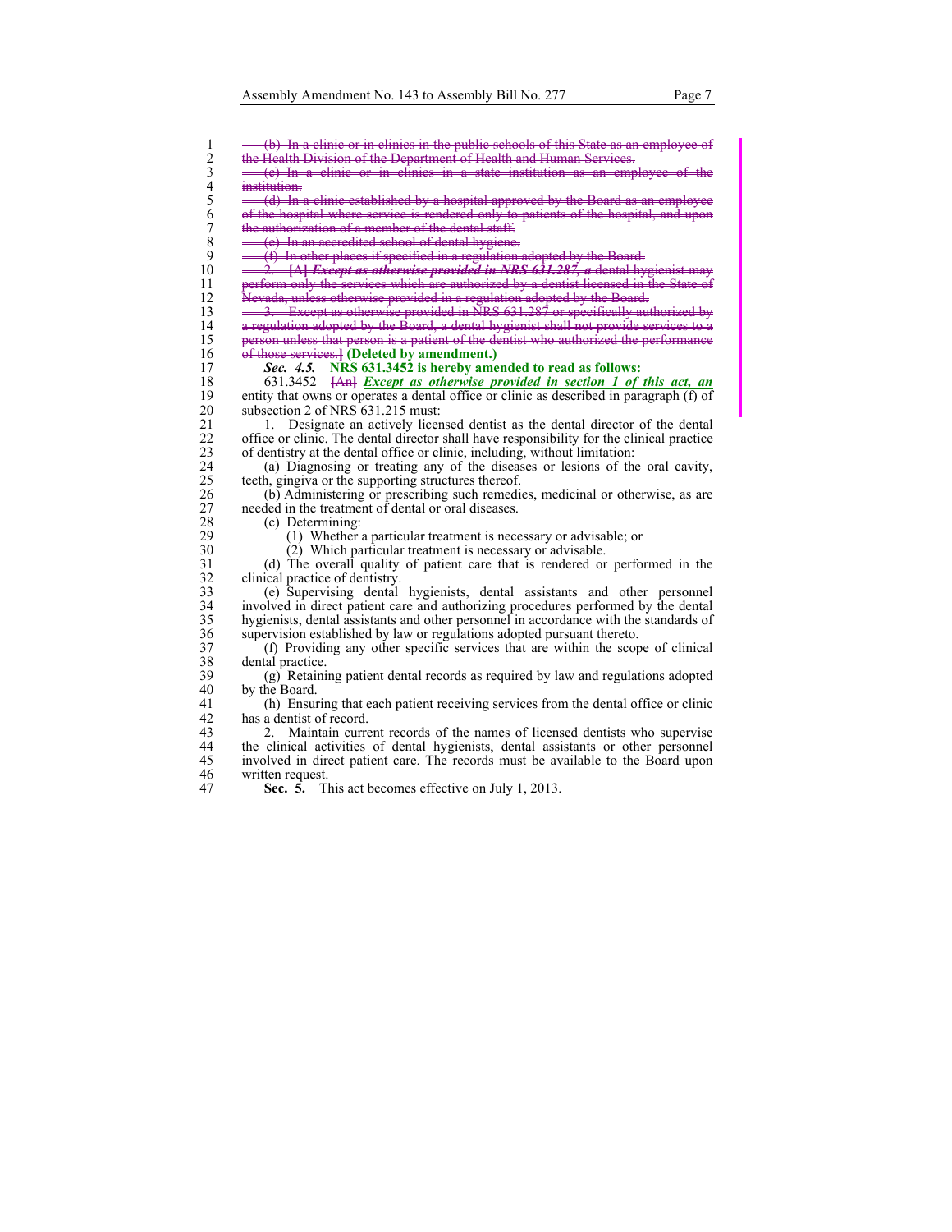~~(b) In a clinic or in clinics in the public schools of this State as an employee of the Health Division of the Department of Health and Human Services.~~

~~(c) In a clinic or in clinics in a state institution as an employee of the institution.~~

~~(d) In a clinic established by a hospital approved by the Board as an employee of the hospital where service is rendered only to patients of the hospital, and upon the authorization of a member of the dental staff.~~

~~(e) In an accredited school of dental hygiene.~~

~~(f) In other places if specified in a regulation adopted by the Board.~~

~~2. [A] *Except as otherwise provided in NRS 631.287, a* dental hygienist may perform only the services which are authorized by a dentist licensed in the State of Nevada, unless otherwise provided in a regulation adopted by the Board.~~

~~3. Except as otherwise provided in NRS 631.287 or specifically authorized by a regulation adopted by the Board, a dental hygienist shall not provide services to a person unless that person is a patient of the dentist who authorized the performance of those services.]~~ **(Deleted by amendment.)**

***Sec. 4.5.*** **NRS 631.3452 is hereby amended to read as follows:**

631.3452 ~~[An]~~ ***Except as otherwise provided in section 1 of this act, an*** entity that owns or operates a dental office or clinic as described in paragraph (f) of subsection 2 of NRS 631.215 must:

1. Designate an actively licensed dentist as the dental director of the dental office or clinic. The dental director shall have responsibility for the clinical practice of dentistry at the dental office or clinic, including, without limitation:

(a) Diagnosing or treating any of the diseases or lesions of the oral cavity, teeth, gingiva or the supporting structures thereof.

(b) Administering or prescribing such remedies, medicinal or otherwise, as are needed in the treatment of dental or oral diseases.

(c) Determining:

(1) Whether a particular treatment is necessary or advisable; or

(2) Which particular treatment is necessary or advisable.

(d) The overall quality of patient care that is rendered or performed in the clinical practice of dentistry.

(e) Supervising dental hygienists, dental assistants and other personnel involved in direct patient care and authorizing procedures performed by the dental hygienists, dental assistants and other personnel in accordance with the standards of supervision established by law or regulations adopted pursuant thereto.

(f) Providing any other specific services that are within the scope of clinical dental practice.

(g) Retaining patient dental records as required by law and regulations adopted by the Board.

(h) Ensuring that each patient receiving services from the dental office or clinic has a dentist of record.

2. Maintain current records of the names of licensed dentists who supervise the clinical activities of dental hygienists, dental assistants or other personnel involved in direct patient care. The records must be available to the Board upon written request.

**Sec. 5.** This act becomes effective on July 1, 2013.